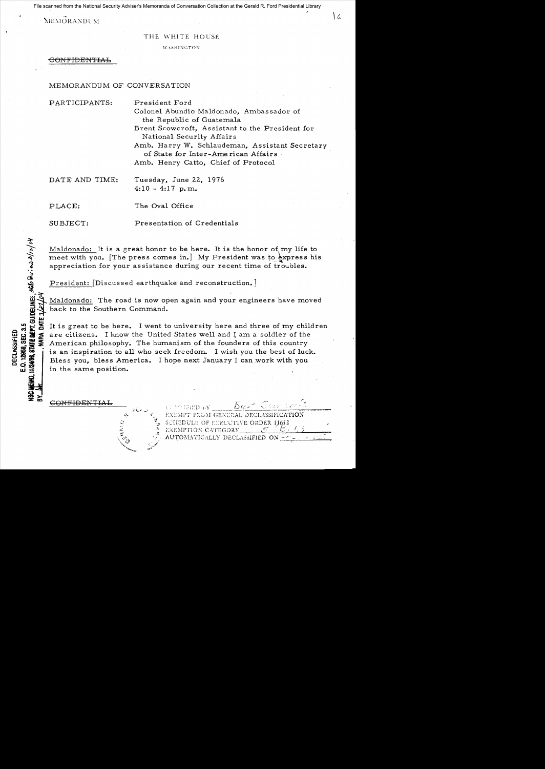MEMORANDUM

THE WHITE HOUSE

WASHINGTON

~~CONFIDENTIAL~~

MEMORANDUM OF CONVERSATION

| | |
|---|---|
| PARTICIPANTS: | President Ford<br>Colonel Abundio Maldonado, Ambassador of the Republic of Guatemala<br>Brent Scowcroft, Assistant to the President for National Security Affairs<br>Amb. Harry W. Schlaudeman, Assistant Secretary of State for Inter-American Affairs<br>Amb. Henry Catto, Chief of Protocol |
| DATE AND TIME: | Tuesday, June 22, 1976<br>4:10 - 4:17 p.m. |
| PLACE: | The Oval Office |
| SUBJECT: | Presentation of Credentials |

Maldonado: It is a great honor to be here. It is the honor of my life to meet with you. [The press comes in.] My President was to express his appreciation for your assistance during our recent time of troubles.

President: [Discussed earthquake and reconstruction.]

Maldonado: The road is now open again and your engineers have moved back to the Southern Command.

It is great to be here. I went to university here and three of my children are citizens. I know the United States well and I am a soldier of the American philosophy. The humanism of the founders of this country is an inspiration to all who seek freedom. I wish you the best of luck. Bless you, bless America. I hope next January I can work with you in the same position.

~~CONFIDENTIAL~~

DECLASSIFIED
E.O. 12958, SEC. 3.5
NSC MEMO, 11/24/98, STATE DEPT. GUIDELINES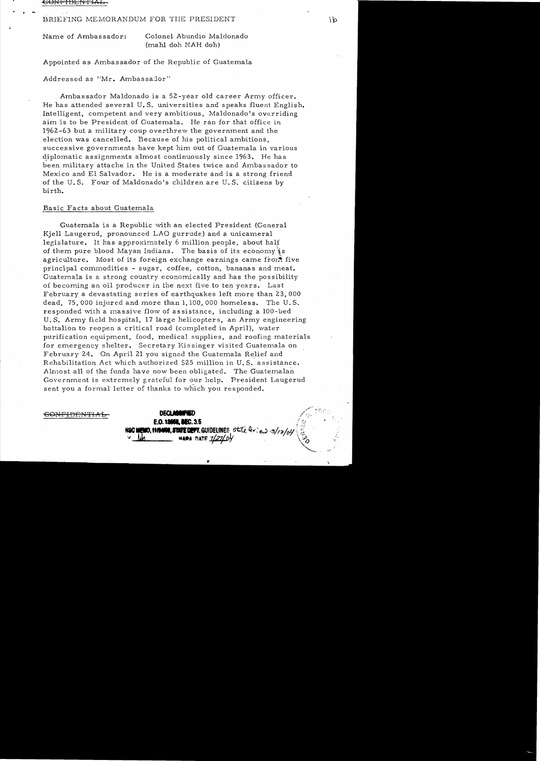CONFIDENTIAL

BRIEFING MEMORANDUM FOR THE PRESIDENT

Name of Ambassador: Colonel Abundio Maldonado (mahl doh NAH doh)

Appointed as Ambassador of the Republic of Guatemala

Addressed as "Mr. Ambassador"

Ambassador Maldonado is a 52-year old career Army officer. He has attended several U.S. universities and speaks fluent English. Intelligent, competent and very ambitious, Maldonado's overriding aim is to be President of Guatemala. He ran for that office in 1962-63 but a military coup overthrew the government and the election was cancelled. Because of his political ambitions, successive governments have kept him out of Guatemala in various diplomatic assignments almost continuously since 1963. He has been military attache in the United States twice and Ambassador to Mexico and El Salvador. He is a moderate and is a strong friend of the U.S. Four of Maldonado's children are U.S. citizens by birth.

## Basic Facts about Guatemala

Guatemala is a Republic with an elected President (General Kjell Laugerud, pronounced LAO gurrude) and a unicameral legislature. It has approximately 6 million people, about half of them pure blood Mayan Indians. The basis of its economy is agriculture. Most of its foreign exchange earnings came from five principal commodities - sugar, coffee, cotton, bananas and meat. Guatemala is a strong country economically and has the possibility of becoming an oil producer in the next five to ten years. Last February a devastating series of earthquakes left more than 23,000 dead, 75,000 injured and more than 1,100,000 homeless. The U.S. responded with a massive flow of assistance, including a 100-bed U.S. Army field hospital, 17 large helicopters, an Army engineering battalion to reopen a critical road (completed in April), water purification equipment, food, medical supplies, and roofing materials for emergency shelter. Secretary Kissinger visited Guatemala on February 24. On April 21 you signed the Guatemala Relief and Rehabilitation Act which authorized $25 million in U.S. assistance. Almost all of the funds have now been obligated. The Guatemalan Government is extremely grateful for our help. President Laugerud sent you a formal letter of thanks to which you responded.

CONFIDENTIAL

DECLASSIFIED
E.O. 12958, SEC. 3.5
NSC MEMO, 11/24/98, STATE DEPT. GUIDELINES State Rev. 3/12/04
NARA DATE 7/27/04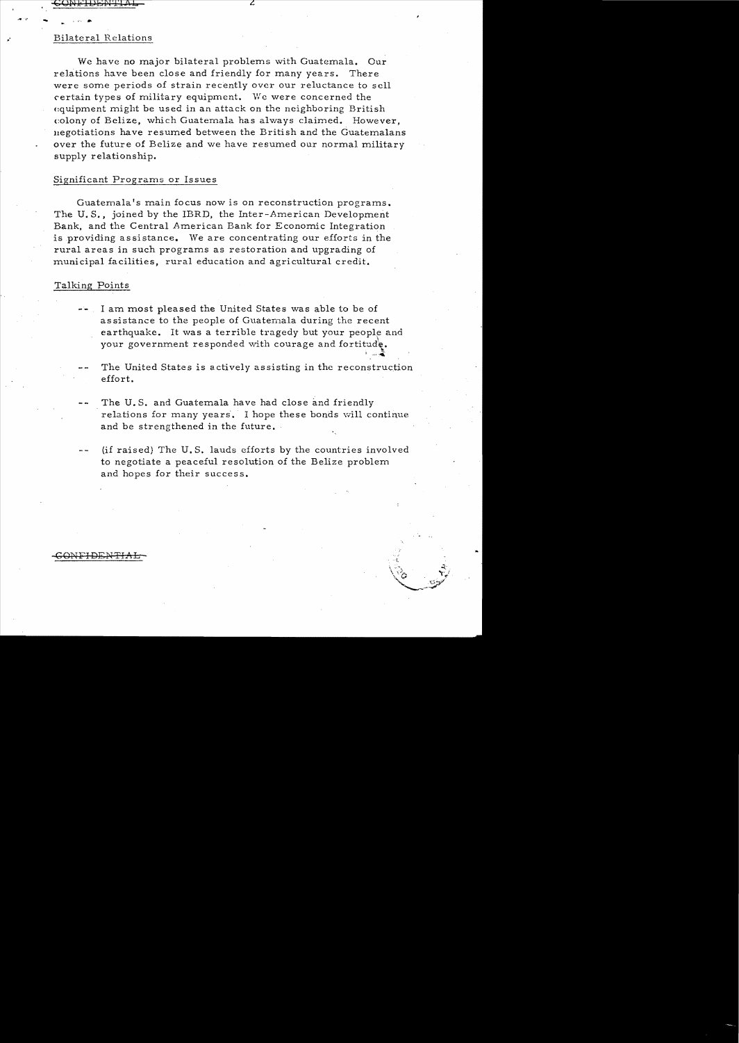## Bilateral Relations

We have no major bilateral problems with Guatemala. Our relations have been close and friendly for many years. There were some periods of strain recently over our reluctance to sell certain types of military equipment. We were concerned the equipment might be used in an attack on the neighboring British colony of Belize, which Guatemala has always claimed. However, negotiations have resumed between the British and the Guatemalans over the future of Belize and we have resumed our normal military supply relationship.

## Significant Programs or Issues

Guatemala's main focus now is on reconstruction programs. The U.S., joined by the IBRD, the Inter-American Development Bank, and the Central American Bank for Economic Integration is providing assistance. We are concentrating our efforts in the rural areas in such programs as restoration and upgrading of municipal facilities, rural education and agricultural credit.

## Talking Points

- I am most pleased the United States was able to be of assistance to the people of Guatemala during the recent earthquake. It was a terrible tragedy but your people and your government responded with courage and fortitude.
- The United States is actively assisting in the reconstruction effort.
- The U.S. and Guatemala have had close and friendly relations for many years. I hope these bonds will continue and be strengthened in the future.
- (if raised) The U.S. lauds efforts by the countries involved to negotiate a peaceful resolution of the Belize problem and hopes for their success.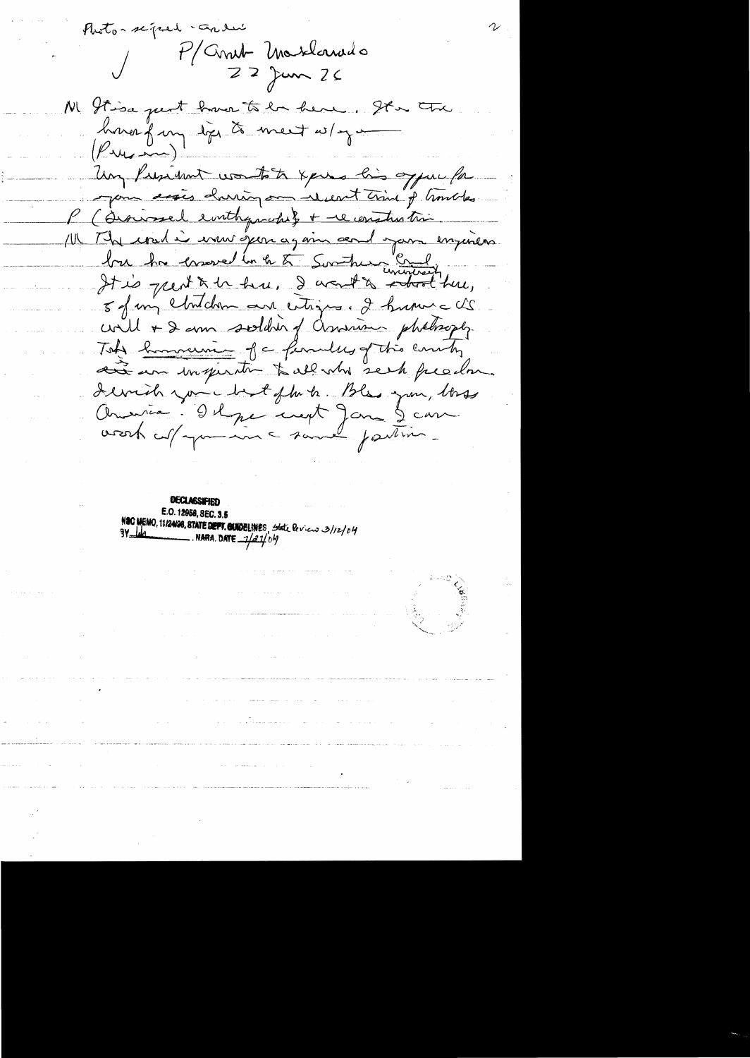Photo - signed - andui

P/Amb Maldonado
22 Jun 76

M It is a great honor to be here. It's the honor of my life to meet w/ you

(Pres me)

My President wants to express his appreciation for your assis during our recent time of troubles

P (Dedicated earthquake? + reconstruction.

M The road is now open again and your engineers have been moved back to Southern Cal.

It is great to be here. I want to study here, 3 of my children are citizens. I know US well + I am soldier of American philosophy. The humanism of the founders of this country are an inspiration to all who seek freedom. I wish you the best of luck. Bless you, bless America. I hope next Jan I can work w/ you in a same position.

**DECLASSIFIED**
E.O. 12958, SEC. 3.5
NSC MEMO, 11/24/98, STATE DEPT. GUIDELINES, State Review 3/12/04
BY [initials] . NARA, DATE 7/21/04